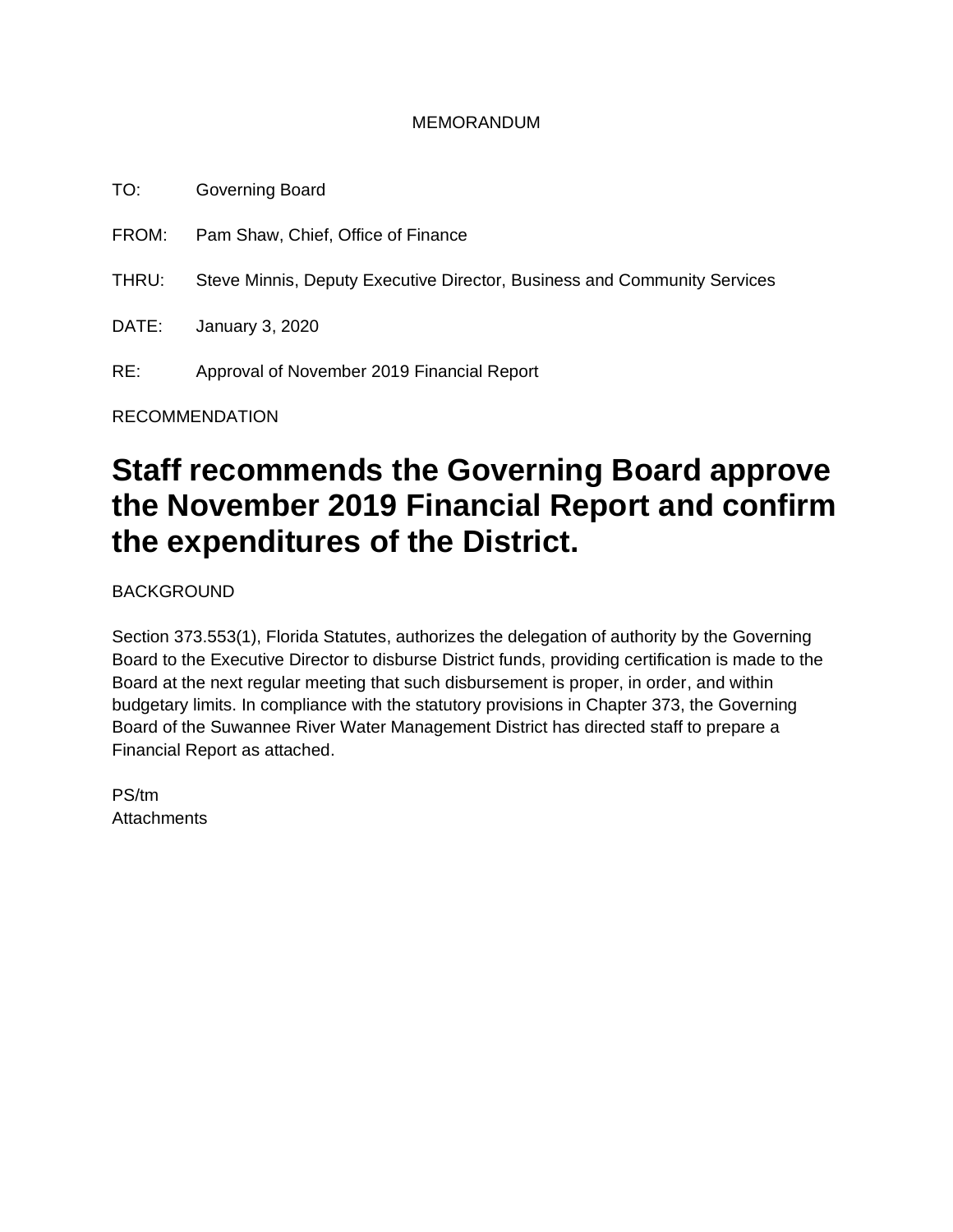MEMORANDUM

TO: Governing Board

FROM: Pam Shaw, Chief, Office of Finance

THRU: Steve Minnis, Deputy Executive Director, Business and Community Services

DATE: January 3, 2020

RE: Approval of November 2019 Financial Report

RECOMMENDATION

# Staff recommends the Governing Board approve the November 2019 Financial Report and confirm the expenditures of the District.

BACKGROUND

Section 373.553(1), Florida Statutes, authorizes the delegation of authority by the Governing Board to the Executive Director to disburse District funds, providing certification is made to the Board at the next regular meeting that such disbursement is proper, in order, and within budgetary limits. In compliance with the statutory provisions in Chapter 373, the Governing Board of the Suwannee River Water Management District has directed staff to prepare a Financial Report as attached.

PS/tm
Attachments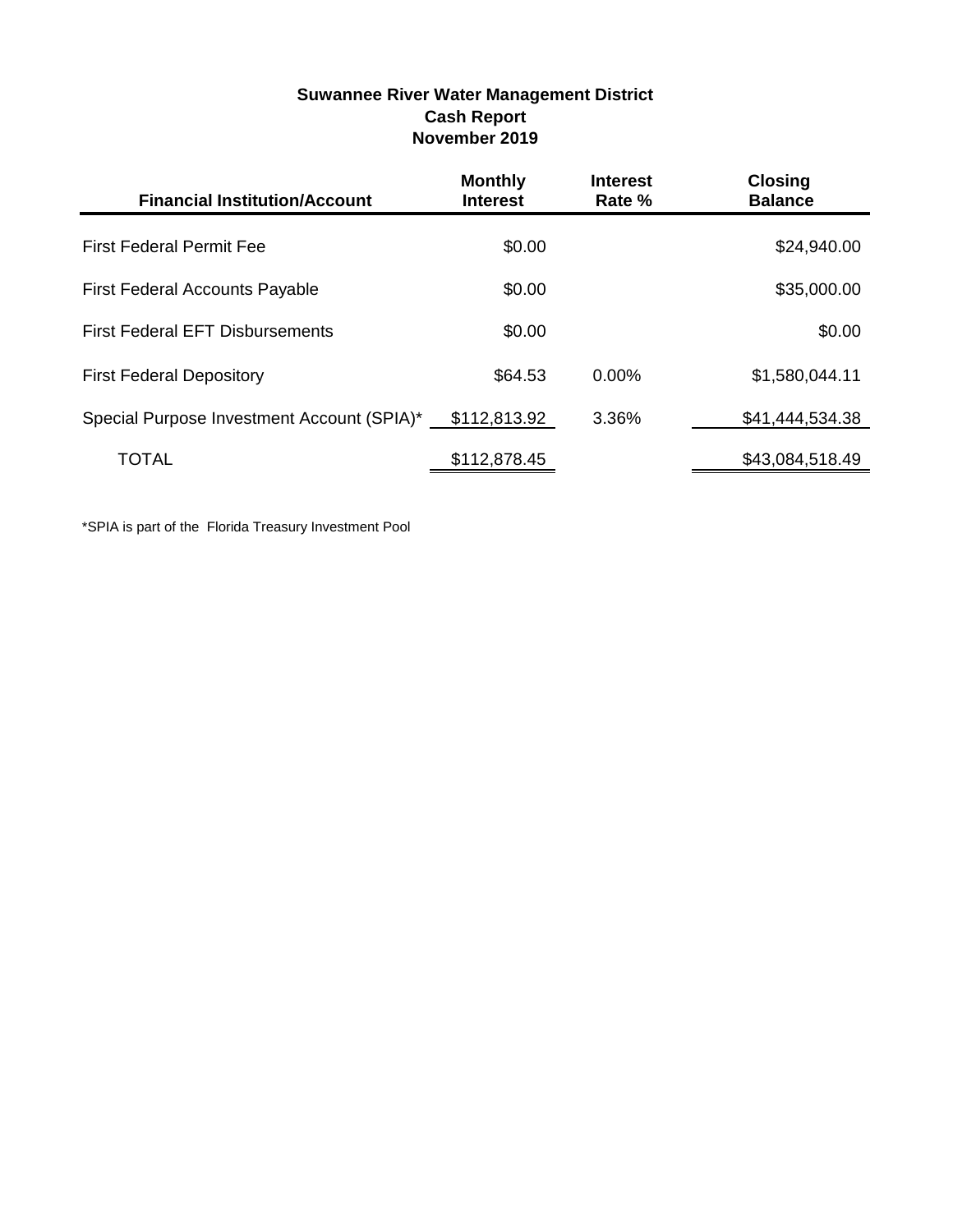**Suwannee River Water Management District**
**Cash Report**
**November 2019**

| Financial Institution/Account | Monthly Interest | Interest Rate % | Closing Balance |
|---|---|---|---|
| First Federal Permit Fee | $0.00 | | $24,940.00 |
| First Federal Accounts Payable | $0.00 | | $35,000.00 |
| First Federal EFT Disbursements | $0.00 | | $0.00 |
| First Federal Depository | $64.53 | 0.00% | $1,580,044.11 |
| Special Purpose Investment Account (SPIA)* | $112,813.92 | 3.36% | $41,444,534.38 |
| TOTAL | $112,878.45 | | $43,084,518.49 |

*SPIA is part of the Florida Treasury Investment Pool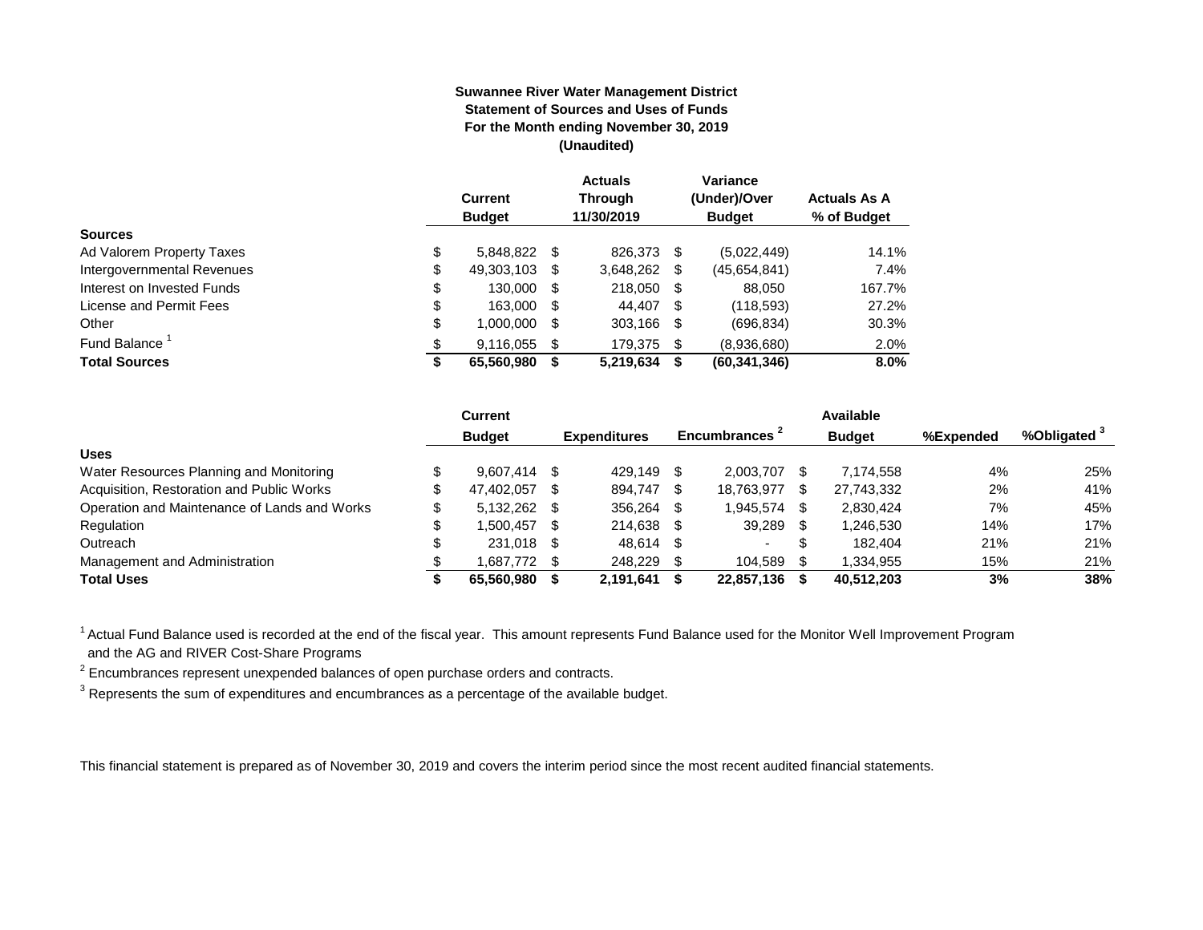**Suwannee River Water Management District**
**Statement of Sources and Uses of Funds**
**For the Month ending November 30, 2019**
**(Unaudited)**

| | Current Budget | Actuals Through 11/30/2019 | Variance (Under)/Over Budget | Actuals As A % of Budget |
|---|---|---|---|---|
| **Sources** | | | | |
| Ad Valorem Property Taxes | $ 5,848,822 | $ 826,373 | $ (5,022,449) | 14.1% |
| Intergovernmental Revenues | $ 49,303,103 | $ 3,648,262 | $ (45,654,841) | 7.4% |
| Interest on Invested Funds | $ 130,000 | $ 218,050 | $ 88,050 | 167.7% |
| License and Permit Fees | $ 163,000 | $ 44,407 | $ (118,593) | 27.2% |
| Other | $ 1,000,000 | $ 303,166 | $ (696,834) | 30.3% |
| Fund Balance [1] | $ 9,116,055 | $ 179,375 | $ (8,936,680) | 2.0% |
| **Total Sources** | **$ 65,560,980** | **$ 5,219,634** | **$ (60,341,346)** | **8.0%** |

| | Current Budget | Expenditures | Encumbrances [2] | Available Budget | %Expended | %Obligated [3] |
|---|---|---|---|---|---|---|
| **Uses** | | | | | | |
| Water Resources Planning and Monitoring | $ 9,607,414 | $ 429,149 | $ 2,003,707 | $ 7,174,558 | 4% | 25% |
| Acquisition, Restoration and Public Works | $ 47,402,057 | $ 894,747 | $ 18,763,977 | $ 27,743,332 | 2% | 41% |
| Operation and Maintenance of Lands and Works | $ 5,132,262 | $ 356,264 | $ 1,945,574 | $ 2,830,424 | 7% | 45% |
| Regulation | $ 1,500,457 | $ 214,638 | $ 39,289 | $ 1,246,530 | 14% | 17% |
| Outreach | $ 231,018 | $ 48,614 | $ - | $ 182,404 | 21% | 21% |
| Management and Administration | $ 1,687,772 | $ 248,229 | $ 104,589 | $ 1,334,955 | 15% | 21% |
| **Total Uses** | **$ 65,560,980** | **$ 2,191,641** | **$ 22,857,136** | **$ 40,512,203** | **3%** | **38%** |

[1] Actual Fund Balance used is recorded at the end of the fiscal year. This amount represents Fund Balance used for the Monitor Well Improvement Program and the AG and RIVER Cost-Share Programs

[2] Encumbrances represent unexpended balances of open purchase orders and contracts.

[3] Represents the sum of expenditures and encumbrances as a percentage of the available budget.

This financial statement is prepared as of November 30, 2019 and covers the interim period since the most recent audited financial statements.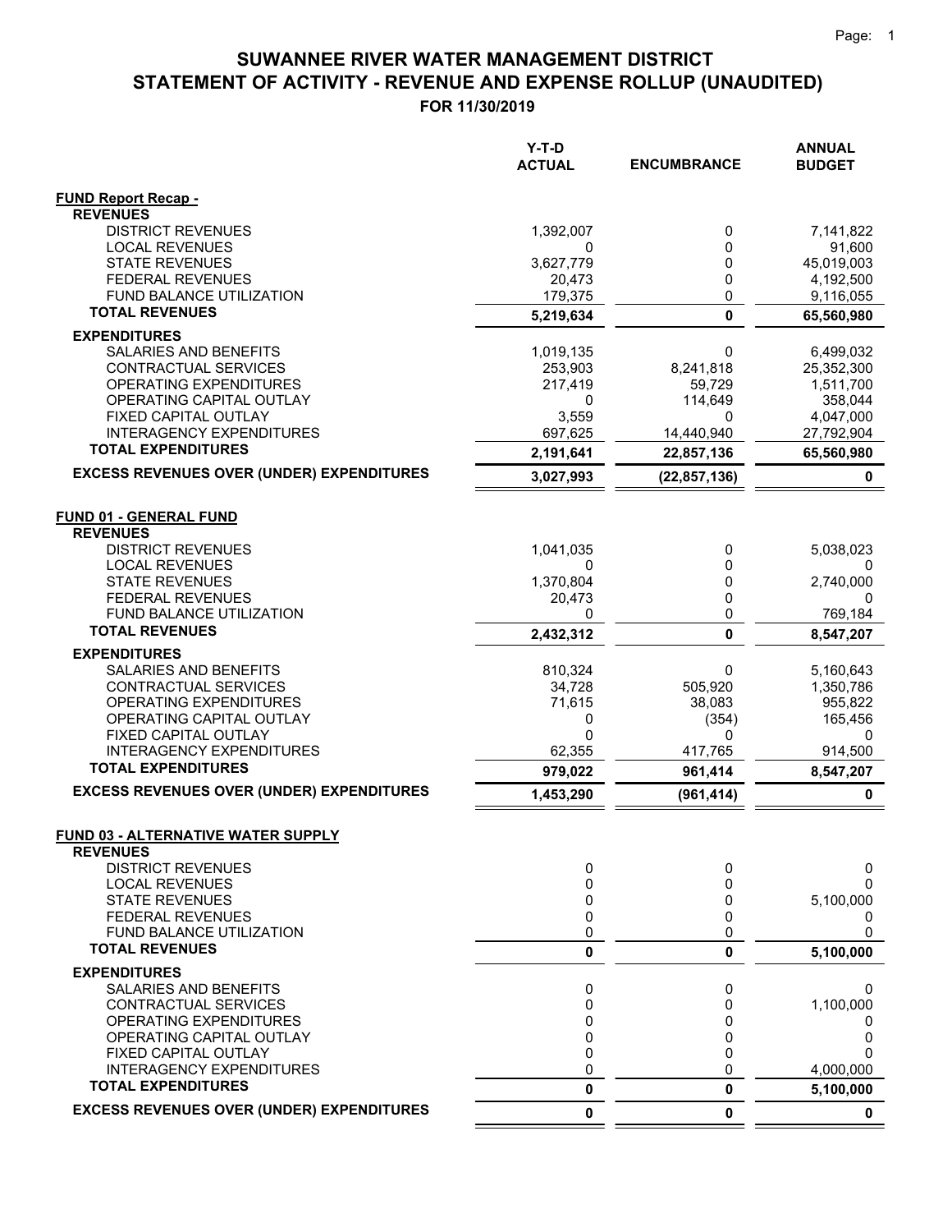# SUWANNEE RIVER WATER MANAGEMENT DISTRICT
## STATEMENT OF ACTIVITY - REVENUE AND EXPENSE ROLLUP (UNAUDITED)
### FOR 11/30/2019

| | Y-T-D ACTUAL | ENCUMBRANCE | ANNUAL BUDGET |
|---|---|---|---|
| **FUND Report Recap -** | | | |
| **REVENUES** | | | |
| DISTRICT REVENUES | 1,392,007 | 0 | 7,141,822 |
| LOCAL REVENUES | 0 | 0 | 91,600 |
| STATE REVENUES | 3,627,779 | 0 | 45,019,003 |
| FEDERAL REVENUES | 20,473 | 0 | 4,192,500 |
| FUND BALANCE UTILIZATION | 179,375 | 0 | 9,116,055 |
| **TOTAL REVENUES** | **5,219,634** | **0** | **65,560,980** |
| **EXPENDITURES** | | | |
| SALARIES AND BENEFITS | 1,019,135 | 0 | 6,499,032 |
| CONTRACTUAL SERVICES | 253,903 | 8,241,818 | 25,352,300 |
| OPERATING EXPENDITURES | 217,419 | 59,729 | 1,511,700 |
| OPERATING CAPITAL OUTLAY | 0 | 114,649 | 358,044 |
| FIXED CAPITAL OUTLAY | 3,559 | 0 | 4,047,000 |
| INTERAGENCY EXPENDITURES | 697,625 | 14,440,940 | 27,792,904 |
| **TOTAL EXPENDITURES** | **2,191,641** | **22,857,136** | **65,560,980** |
| **EXCESS REVENUES OVER (UNDER) EXPENDITURES** | **3,027,993** | **(22,857,136)** | **0** |
| | | | |
| **FUND 01 - GENERAL FUND** | | | |
| **REVENUES** | | | |
| DISTRICT REVENUES | 1,041,035 | 0 | 5,038,023 |
| LOCAL REVENUES | 0 | 0 | 0 |
| STATE REVENUES | 1,370,804 | 0 | 2,740,000 |
| FEDERAL REVENUES | 20,473 | 0 | 0 |
| FUND BALANCE UTILIZATION | 0 | 0 | 769,184 |
| **TOTAL REVENUES** | **2,432,312** | **0** | **8,547,207** |
| **EXPENDITURES** | | | |
| SALARIES AND BENEFITS | 810,324 | 0 | 5,160,643 |
| CONTRACTUAL SERVICES | 34,728 | 505,920 | 1,350,786 |
| OPERATING EXPENDITURES | 71,615 | 38,083 | 955,822 |
| OPERATING CAPITAL OUTLAY | 0 | (354) | 165,456 |
| FIXED CAPITAL OUTLAY | 0 | 0 | 0 |
| INTERAGENCY EXPENDITURES | 62,355 | 417,765 | 914,500 |
| **TOTAL EXPENDITURES** | **979,022** | **961,414** | **8,547,207** |
| **EXCESS REVENUES OVER (UNDER) EXPENDITURES** | **1,453,290** | **(961,414)** | **0** |
| | | | |
| **FUND 03 - ALTERNATIVE WATER SUPPLY** | | | |
| **REVENUES** | | | |
| DISTRICT REVENUES | 0 | 0 | 0 |
| LOCAL REVENUES | 0 | 0 | 0 |
| STATE REVENUES | 0 | 0 | 5,100,000 |
| FEDERAL REVENUES | 0 | 0 | 0 |
| FUND BALANCE UTILIZATION | 0 | 0 | 0 |
| **TOTAL REVENUES** | **0** | **0** | **5,100,000** |
| **EXPENDITURES** | | | |
| SALARIES AND BENEFITS | 0 | 0 | 0 |
| CONTRACTUAL SERVICES | 0 | 0 | 1,100,000 |
| OPERATING EXPENDITURES | 0 | 0 | 0 |
| OPERATING CAPITAL OUTLAY | 0 | 0 | 0 |
| FIXED CAPITAL OUTLAY | 0 | 0 | 0 |
| INTERAGENCY EXPENDITURES | 0 | 0 | 4,000,000 |
| **TOTAL EXPENDITURES** | **0** | **0** | **5,100,000** |
| **EXCESS REVENUES OVER (UNDER) EXPENDITURES** | **0** | **0** | **0** |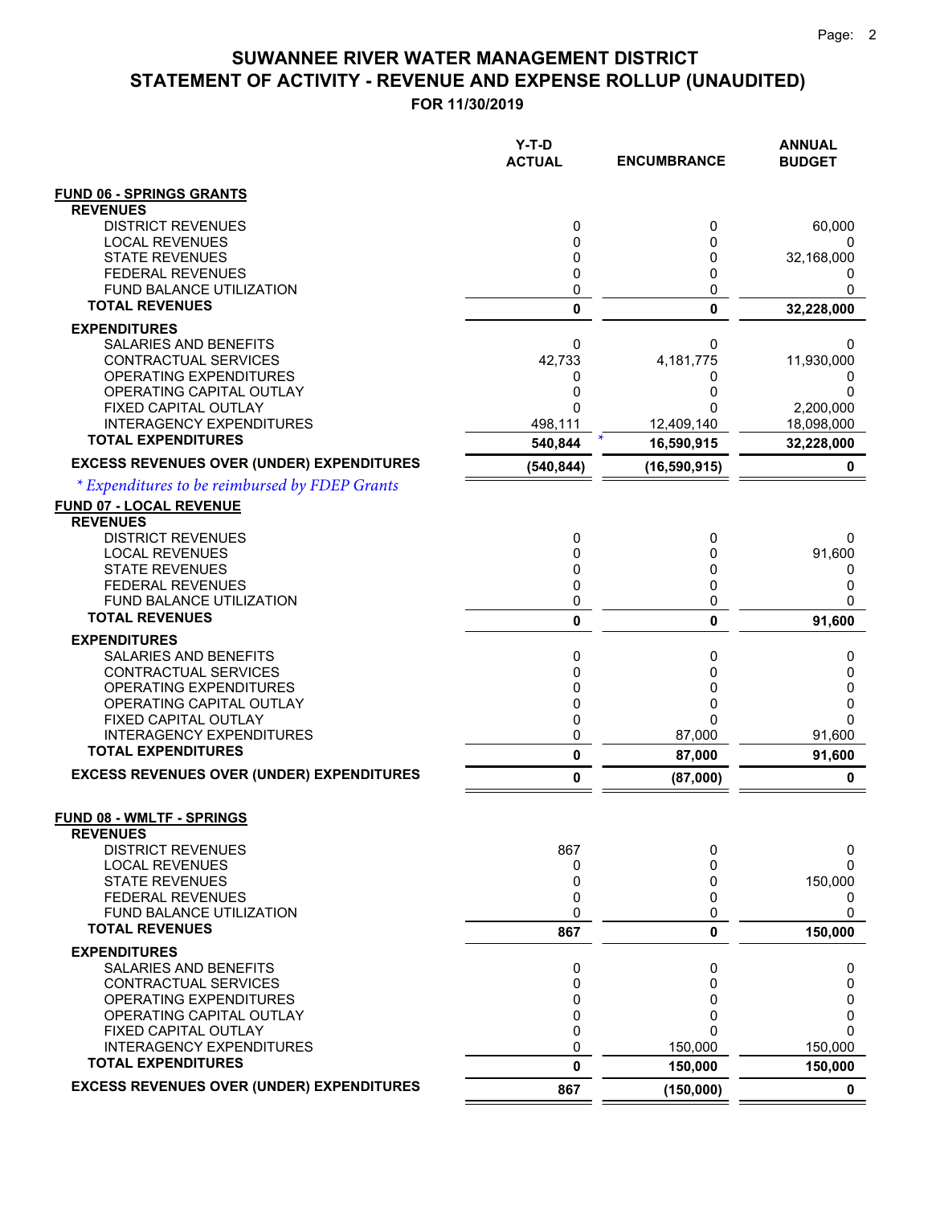# SUWANNEE RIVER WATER MANAGEMENT DISTRICT

## STATEMENT OF ACTIVITY - REVENUE AND EXPENSE ROLLUP (UNAUDITED)

### FOR 11/30/2019

| | Y-T-D ACTUAL | ENCUMBRANCE | ANNUAL BUDGET |
|---|---|---|---|
| **FUND 06 - SPRINGS GRANTS** | | | |
| **REVENUES** | | | |
| DISTRICT REVENUES | 0 | 0 | 60,000 |
| LOCAL REVENUES | 0 | 0 | 0 |
| STATE REVENUES | 0 | 0 | 32,168,000 |
| FEDERAL REVENUES | 0 | 0 | 0 |
| FUND BALANCE UTILIZATION | 0 | 0 | 0 |
| **TOTAL REVENUES** | **0** | **0** | **32,228,000** |
| **EXPENDITURES** | | | |
| SALARIES AND BENEFITS | 0 | 0 | 0 |
| CONTRACTUAL SERVICES | 42,733 | 4,181,775 | 11,930,000 |
| OPERATING EXPENDITURES | 0 | 0 | 0 |
| OPERATING CAPITAL OUTLAY | 0 | 0 | 0 |
| FIXED CAPITAL OUTLAY | 0 | 0 | 2,200,000 |
| INTERAGENCY EXPENDITURES | 498,111 | 12,409,140 | 18,098,000 |
| **TOTAL EXPENDITURES** | **540,844** | * **16,590,915** | **32,228,000** |
| **EXCESS REVENUES OVER (UNDER) EXPENDITURES** | **(540,844)** | **(16,590,915)** | **0** |

*\* Expenditures to be reimbursed by FDEP Grants*

| | Y-T-D ACTUAL | ENCUMBRANCE | ANNUAL BUDGET |
|---|---|---|---|
| **FUND 07 - LOCAL REVENUE** | | | |
| **REVENUES** | | | |
| DISTRICT REVENUES | 0 | 0 | 0 |
| LOCAL REVENUES | 0 | 0 | 91,600 |
| STATE REVENUES | 0 | 0 | 0 |
| FEDERAL REVENUES | 0 | 0 | 0 |
| FUND BALANCE UTILIZATION | 0 | 0 | 0 |
| **TOTAL REVENUES** | **0** | **0** | **91,600** |
| **EXPENDITURES** | | | |
| SALARIES AND BENEFITS | 0 | 0 | 0 |
| CONTRACTUAL SERVICES | 0 | 0 | 0 |
| OPERATING EXPENDITURES | 0 | 0 | 0 |
| OPERATING CAPITAL OUTLAY | 0 | 0 | 0 |
| FIXED CAPITAL OUTLAY | 0 | 0 | 0 |
| INTERAGENCY EXPENDITURES | 0 | 87,000 | 91,600 |
| **TOTAL EXPENDITURES** | **0** | **87,000** | **91,600** |
| **EXCESS REVENUES OVER (UNDER) EXPENDITURES** | **0** | **(87,000)** | **0** |
| **FUND 08 - WMLTF - SPRINGS** | | | |
| **REVENUES** | | | |
| DISTRICT REVENUES | 867 | 0 | 0 |
| LOCAL REVENUES | 0 | 0 | 0 |
| STATE REVENUES | 0 | 0 | 150,000 |
| FEDERAL REVENUES | 0 | 0 | 0 |
| FUND BALANCE UTILIZATION | 0 | 0 | 0 |
| **TOTAL REVENUES** | **867** | **0** | **150,000** |
| **EXPENDITURES** | | | |
| SALARIES AND BENEFITS | 0 | 0 | 0 |
| CONTRACTUAL SERVICES | 0 | 0 | 0 |
| OPERATING EXPENDITURES | 0 | 0 | 0 |
| OPERATING CAPITAL OUTLAY | 0 | 0 | 0 |
| FIXED CAPITAL OUTLAY | 0 | 0 | 0 |
| INTERAGENCY EXPENDITURES | 0 | 150,000 | 150,000 |
| **TOTAL EXPENDITURES** | **0** | **150,000** | **150,000** |
| **EXCESS REVENUES OVER (UNDER) EXPENDITURES** | **867** | **(150,000)** | **0** |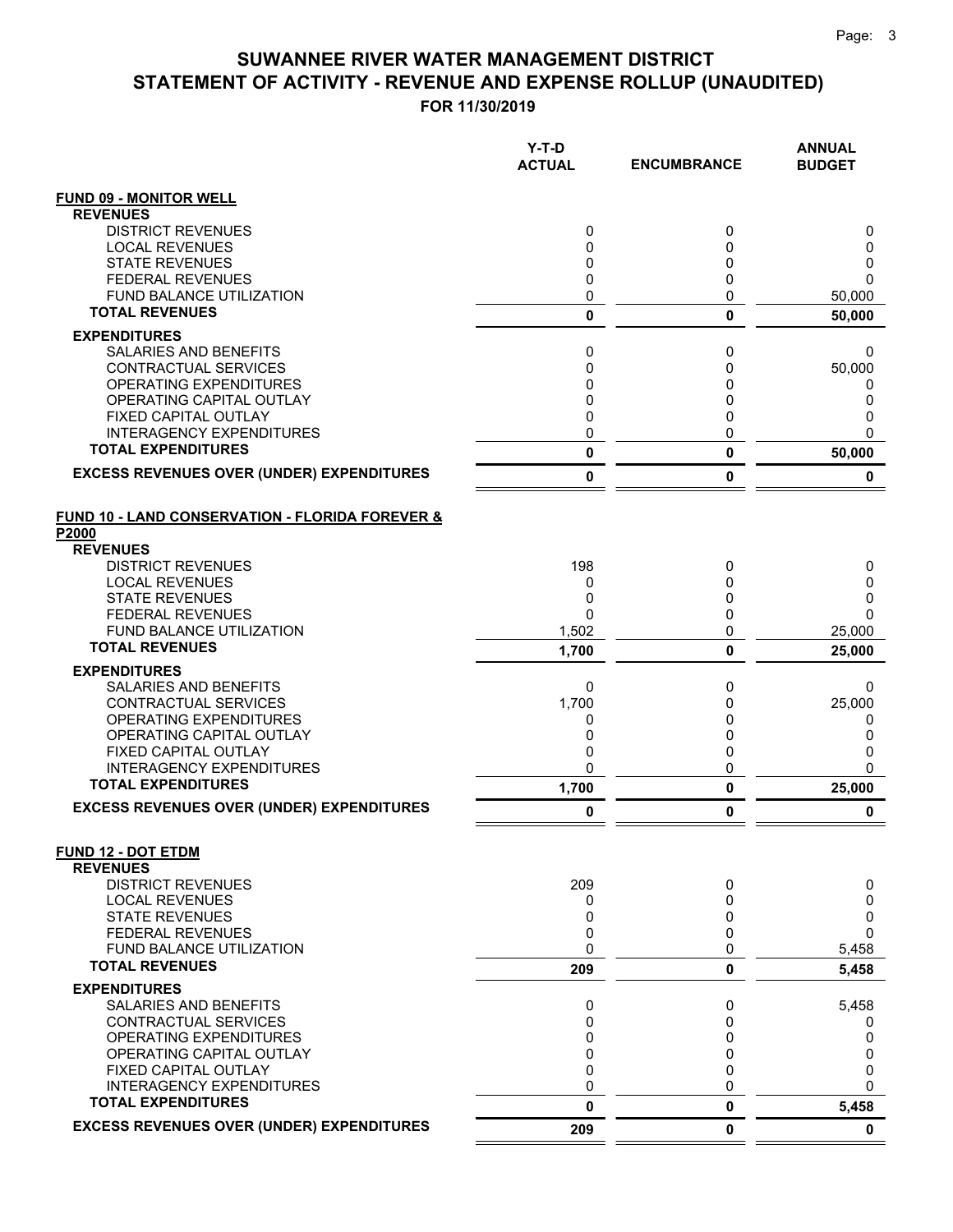# SUWANNEE RIVER WATER MANAGEMENT DISTRICT
## STATEMENT OF ACTIVITY - REVENUE AND EXPENSE ROLLUP (UNAUDITED)
### FOR 11/30/2019

| | Y-T-D ACTUAL | ENCUMBRANCE | ANNUAL BUDGET |
|---|---|---|---|
| **FUND 09 - MONITOR WELL** | | | |
| **REVENUES** | | | |
| DISTRICT REVENUES | 0 | 0 | 0 |
| LOCAL REVENUES | 0 | 0 | 0 |
| STATE REVENUES | 0 | 0 | 0 |
| FEDERAL REVENUES | 0 | 0 | 0 |
| FUND BALANCE UTILIZATION | 0 | 0 | 50,000 |
| **TOTAL REVENUES** | **0** | **0** | **50,000** |
| **EXPENDITURES** | | | |
| SALARIES AND BENEFITS | 0 | 0 | 0 |
| CONTRACTUAL SERVICES | 0 | 0 | 50,000 |
| OPERATING EXPENDITURES | 0 | 0 | 0 |
| OPERATING CAPITAL OUTLAY | 0 | 0 | 0 |
| FIXED CAPITAL OUTLAY | 0 | 0 | 0 |
| INTERAGENCY EXPENDITURES | 0 | 0 | 0 |
| **TOTAL EXPENDITURES** | **0** | **0** | **50,000** |
| **EXCESS REVENUES OVER (UNDER) EXPENDITURES** | **0** | **0** | **0** |
| **FUND 10 - LAND CONSERVATION - FLORIDA FOREVER & P2000** | | | |
| **REVENUES** | | | |
| DISTRICT REVENUES | 198 | 0 | 0 |
| LOCAL REVENUES | 0 | 0 | 0 |
| STATE REVENUES | 0 | 0 | 0 |
| FEDERAL REVENUES | 0 | 0 | 0 |
| FUND BALANCE UTILIZATION | 1,502 | 0 | 25,000 |
| **TOTAL REVENUES** | **1,700** | **0** | **25,000** |
| **EXPENDITURES** | | | |
| SALARIES AND BENEFITS | 0 | 0 | 0 |
| CONTRACTUAL SERVICES | 1,700 | 0 | 25,000 |
| OPERATING EXPENDITURES | 0 | 0 | 0 |
| OPERATING CAPITAL OUTLAY | 0 | 0 | 0 |
| FIXED CAPITAL OUTLAY | 0 | 0 | 0 |
| INTERAGENCY EXPENDITURES | 0 | 0 | 0 |
| **TOTAL EXPENDITURES** | **1,700** | **0** | **25,000** |
| **EXCESS REVENUES OVER (UNDER) EXPENDITURES** | **0** | **0** | **0** |
| **FUND 12 - DOT ETDM** | | | |
| **REVENUES** | | | |
| DISTRICT REVENUES | 209 | 0 | 0 |
| LOCAL REVENUES | 0 | 0 | 0 |
| STATE REVENUES | 0 | 0 | 0 |
| FEDERAL REVENUES | 0 | 0 | 0 |
| FUND BALANCE UTILIZATION | 0 | 0 | 5,458 |
| **TOTAL REVENUES** | **209** | **0** | **5,458** |
| **EXPENDITURES** | | | |
| SALARIES AND BENEFITS | 0 | 0 | 5,458 |
| CONTRACTUAL SERVICES | 0 | 0 | 0 |
| OPERATING EXPENDITURES | 0 | 0 | 0 |
| OPERATING CAPITAL OUTLAY | 0 | 0 | 0 |
| FIXED CAPITAL OUTLAY | 0 | 0 | 0 |
| INTERAGENCY EXPENDITURES | 0 | 0 | 0 |
| **TOTAL EXPENDITURES** | **0** | **0** | **5,458** |
| **EXCESS REVENUES OVER (UNDER) EXPENDITURES** | **209** | **0** | **0** |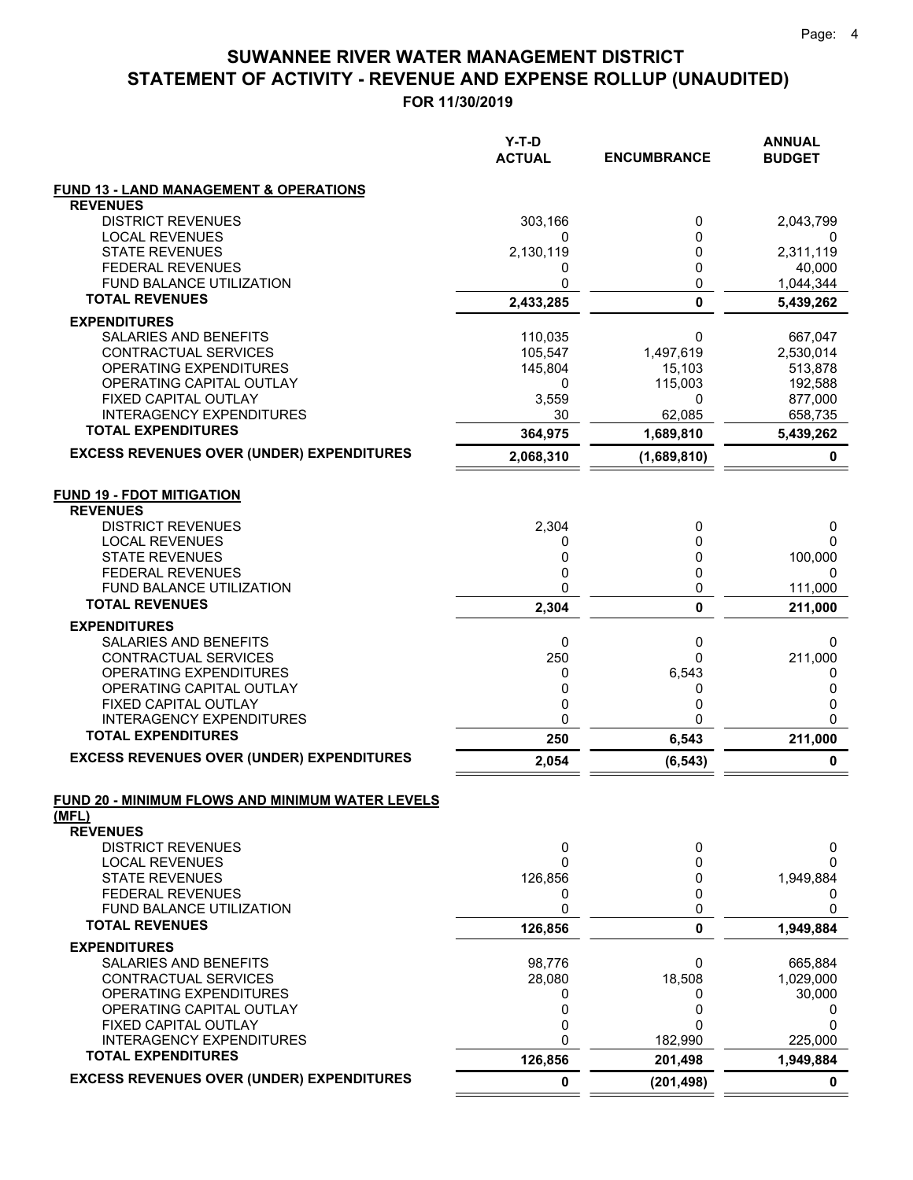# SUWANNEE RIVER WATER MANAGEMENT DISTRICT
# STATEMENT OF ACTIVITY - REVENUE AND EXPENSE ROLLUP (UNAUDITED)
## FOR 11/30/2019

| | Y-T-D ACTUAL | ENCUMBRANCE | ANNUAL BUDGET |
|---|---|---|---|
| **FUND 13 - LAND MANAGEMENT & OPERATIONS** | | | |
| **REVENUES** | | | |
| DISTRICT REVENUES | 303,166 | 0 | 2,043,799 |
| LOCAL REVENUES | 0 | 0 | 0 |
| STATE REVENUES | 2,130,119 | 0 | 2,311,119 |
| FEDERAL REVENUES | 0 | 0 | 40,000 |
| FUND BALANCE UTILIZATION | 0 | 0 | 1,044,344 |
| **TOTAL REVENUES** | **2,433,285** | **0** | **5,439,262** |
| **EXPENDITURES** | | | |
| SALARIES AND BENEFITS | 110,035 | 0 | 667,047 |
| CONTRACTUAL SERVICES | 105,547 | 1,497,619 | 2,530,014 |
| OPERATING EXPENDITURES | 145,804 | 15,103 | 513,878 |
| OPERATING CAPITAL OUTLAY | 0 | 115,003 | 192,588 |
| FIXED CAPITAL OUTLAY | 3,559 | 0 | 877,000 |
| INTERAGENCY EXPENDITURES | 30 | 62,085 | 658,735 |
| **TOTAL EXPENDITURES** | **364,975** | **1,689,810** | **5,439,262** |
| **EXCESS REVENUES OVER (UNDER) EXPENDITURES** | **2,068,310** | **(1,689,810)** | **0** |
| **FUND 19 - FDOT MITIGATION** | | | |
| **REVENUES** | | | |
| DISTRICT REVENUES | 2,304 | 0 | 0 |
| LOCAL REVENUES | 0 | 0 | 0 |
| STATE REVENUES | 0 | 0 | 100,000 |
| FEDERAL REVENUES | 0 | 0 | 0 |
| FUND BALANCE UTILIZATION | 0 | 0 | 111,000 |
| **TOTAL REVENUES** | **2,304** | **0** | **211,000** |
| **EXPENDITURES** | | | |
| SALARIES AND BENEFITS | 0 | 0 | 0 |
| CONTRACTUAL SERVICES | 250 | 0 | 211,000 |
| OPERATING EXPENDITURES | 0 | 6,543 | 0 |
| OPERATING CAPITAL OUTLAY | 0 | 0 | 0 |
| FIXED CAPITAL OUTLAY | 0 | 0 | 0 |
| INTERAGENCY EXPENDITURES | 0 | 0 | 0 |
| **TOTAL EXPENDITURES** | **250** | **6,543** | **211,000** |
| **EXCESS REVENUES OVER (UNDER) EXPENDITURES** | **2,054** | **(6,543)** | **0** |
| **FUND 20 - MINIMUM FLOWS AND MINIMUM WATER LEVELS (MFL)** | | | |
| **REVENUES** | | | |
| DISTRICT REVENUES | 0 | 0 | 0 |
| LOCAL REVENUES | 0 | 0 | 0 |
| STATE REVENUES | 126,856 | 0 | 1,949,884 |
| FEDERAL REVENUES | 0 | 0 | 0 |
| FUND BALANCE UTILIZATION | 0 | 0 | 0 |
| **TOTAL REVENUES** | **126,856** | **0** | **1,949,884** |
| **EXPENDITURES** | | | |
| SALARIES AND BENEFITS | 98,776 | 0 | 665,884 |
| CONTRACTUAL SERVICES | 28,080 | 18,508 | 1,029,000 |
| OPERATING EXPENDITURES | 0 | 0 | 30,000 |
| OPERATING CAPITAL OUTLAY | 0 | 0 | 0 |
| FIXED CAPITAL OUTLAY | 0 | 0 | 0 |
| INTERAGENCY EXPENDITURES | 0 | 182,990 | 225,000 |
| **TOTAL EXPENDITURES** | **126,856** | **201,498** | **1,949,884** |
| **EXCESS REVENUES OVER (UNDER) EXPENDITURES** | **0** | **(201,498)** | **0** |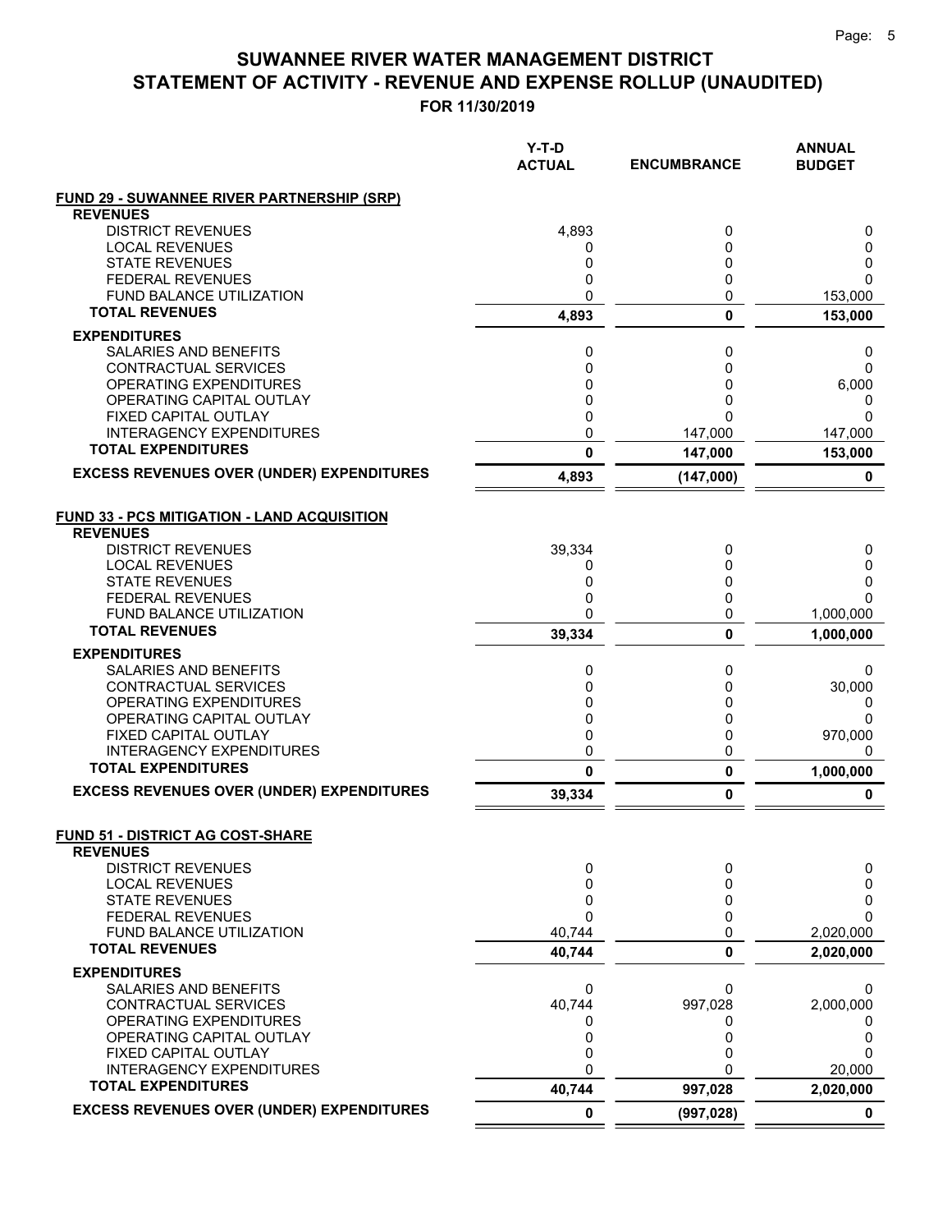# SUWANNEE RIVER WATER MANAGEMENT DISTRICT
## STATEMENT OF ACTIVITY - REVENUE AND EXPENSE ROLLUP (UNAUDITED)
### FOR 11/30/2019

| | Y-T-D ACTUAL | ENCUMBRANCE | ANNUAL BUDGET |
|---|---|---|---|
| **FUND 29 - SUWANNEE RIVER PARTNERSHIP (SRP)** | | | |
| **REVENUES** | | | |
| DISTRICT REVENUES | 4,893 | 0 | 0 |
| LOCAL REVENUES | 0 | 0 | 0 |
| STATE REVENUES | 0 | 0 | 0 |
| FEDERAL REVENUES | 0 | 0 | 0 |
| FUND BALANCE UTILIZATION | 0 | 0 | 153,000 |
| **TOTAL REVENUES** | **4,893** | **0** | **153,000** |
| **EXPENDITURES** | | | |
| SALARIES AND BENEFITS | 0 | 0 | 0 |
| CONTRACTUAL SERVICES | 0 | 0 | 0 |
| OPERATING EXPENDITURES | 0 | 0 | 6,000 |
| OPERATING CAPITAL OUTLAY | 0 | 0 | 0 |
| FIXED CAPITAL OUTLAY | 0 | 0 | 0 |
| INTERAGENCY EXPENDITURES | 0 | 147,000 | 147,000 |
| **TOTAL EXPENDITURES** | **0** | **147,000** | **153,000** |
| **EXCESS REVENUES OVER (UNDER) EXPENDITURES** | **4,893** | **(147,000)** | **0** |
| **FUND 33 - PCS MITIGATION - LAND ACQUISITION** | | | |
| **REVENUES** | | | |
| DISTRICT REVENUES | 39,334 | 0 | 0 |
| LOCAL REVENUES | 0 | 0 | 0 |
| STATE REVENUES | 0 | 0 | 0 |
| FEDERAL REVENUES | 0 | 0 | 0 |
| FUND BALANCE UTILIZATION | 0 | 0 | 1,000,000 |
| **TOTAL REVENUES** | **39,334** | **0** | **1,000,000** |
| **EXPENDITURES** | | | |
| SALARIES AND BENEFITS | 0 | 0 | 0 |
| CONTRACTUAL SERVICES | 0 | 0 | 30,000 |
| OPERATING EXPENDITURES | 0 | 0 | 0 |
| OPERATING CAPITAL OUTLAY | 0 | 0 | 0 |
| FIXED CAPITAL OUTLAY | 0 | 0 | 970,000 |
| INTERAGENCY EXPENDITURES | 0 | 0 | 0 |
| **TOTAL EXPENDITURES** | **0** | **0** | **1,000,000** |
| **EXCESS REVENUES OVER (UNDER) EXPENDITURES** | **39,334** | **0** | **0** |
| **FUND 51 - DISTRICT AG COST-SHARE** | | | |
| **REVENUES** | | | |
| DISTRICT REVENUES | 0 | 0 | 0 |
| LOCAL REVENUES | 0 | 0 | 0 |
| STATE REVENUES | 0 | 0 | 0 |
| FEDERAL REVENUES | 0 | 0 | 0 |
| FUND BALANCE UTILIZATION | 40,744 | 0 | 2,020,000 |
| **TOTAL REVENUES** | **40,744** | **0** | **2,020,000** |
| **EXPENDITURES** | | | |
| SALARIES AND BENEFITS | 0 | 0 | 0 |
| CONTRACTUAL SERVICES | 40,744 | 997,028 | 2,000,000 |
| OPERATING EXPENDITURES | 0 | 0 | 0 |
| OPERATING CAPITAL OUTLAY | 0 | 0 | 0 |
| FIXED CAPITAL OUTLAY | 0 | 0 | 0 |
| INTERAGENCY EXPENDITURES | 0 | 0 | 20,000 |
| **TOTAL EXPENDITURES** | **40,744** | **997,028** | **2,020,000** |
| **EXCESS REVENUES OVER (UNDER) EXPENDITURES** | **0** | **(997,028)** | **0** |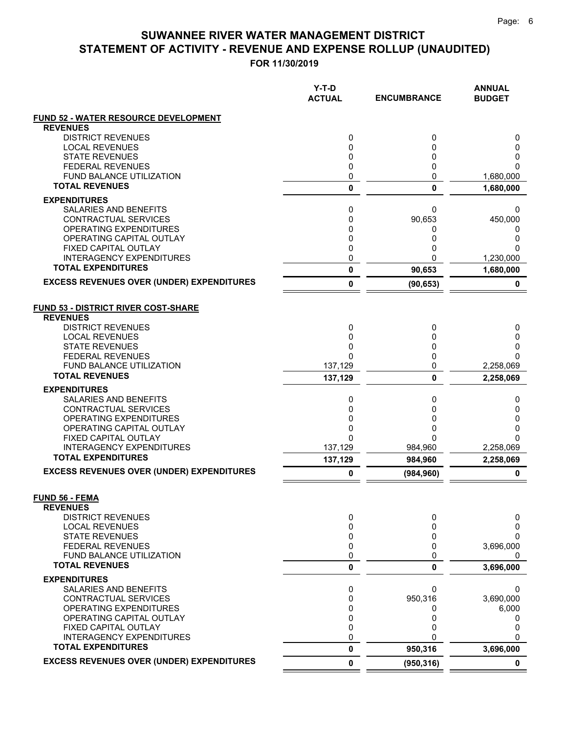# SUWANNEE RIVER WATER MANAGEMENT DISTRICT
# STATEMENT OF ACTIVITY - REVENUE AND EXPENSE ROLLUP (UNAUDITED)
## FOR 11/30/2019

| | Y-T-D ACTUAL | ENCUMBRANCE | ANNUAL BUDGET |
|---|---|---|---|
| **FUND 52 - WATER RESOURCE DEVELOPMENT** | | | |
| **REVENUES** | | | |
| DISTRICT REVENUES | 0 | 0 | 0 |
| LOCAL REVENUES | 0 | 0 | 0 |
| STATE REVENUES | 0 | 0 | 0 |
| FEDERAL REVENUES | 0 | 0 | 0 |
| FUND BALANCE UTILIZATION | 0 | 0 | 1,680,000 |
| **TOTAL REVENUES** | **0** | **0** | **1,680,000** |
| **EXPENDITURES** | | | |
| SALARIES AND BENEFITS | 0 | 0 | 0 |
| CONTRACTUAL SERVICES | 0 | 90,653 | 450,000 |
| OPERATING EXPENDITURES | 0 | 0 | 0 |
| OPERATING CAPITAL OUTLAY | 0 | 0 | 0 |
| FIXED CAPITAL OUTLAY | 0 | 0 | 0 |
| INTERAGENCY EXPENDITURES | 0 | 0 | 1,230,000 |
| **TOTAL EXPENDITURES** | **0** | **90,653** | **1,680,000** |
| **EXCESS REVENUES OVER (UNDER) EXPENDITURES** | **0** | **(90,653)** | **0** |
| **FUND 53 - DISTRICT RIVER COST-SHARE** | | | |
| **REVENUES** | | | |
| DISTRICT REVENUES | 0 | 0 | 0 |
| LOCAL REVENUES | 0 | 0 | 0 |
| STATE REVENUES | 0 | 0 | 0 |
| FEDERAL REVENUES | 0 | 0 | 0 |
| FUND BALANCE UTILIZATION | 137,129 | 0 | 2,258,069 |
| **TOTAL REVENUES** | **137,129** | **0** | **2,258,069** |
| **EXPENDITURES** | | | |
| SALARIES AND BENEFITS | 0 | 0 | 0 |
| CONTRACTUAL SERVICES | 0 | 0 | 0 |
| OPERATING EXPENDITURES | 0 | 0 | 0 |
| OPERATING CAPITAL OUTLAY | 0 | 0 | 0 |
| FIXED CAPITAL OUTLAY | 0 | 0 | 0 |
| INTERAGENCY EXPENDITURES | 137,129 | 984,960 | 2,258,069 |
| **TOTAL EXPENDITURES** | **137,129** | **984,960** | **2,258,069** |
| **EXCESS REVENUES OVER (UNDER) EXPENDITURES** | **0** | **(984,960)** | **0** |
| **FUND 56 - FEMA** | | | |
| **REVENUES** | | | |
| DISTRICT REVENUES | 0 | 0 | 0 |
| LOCAL REVENUES | 0 | 0 | 0 |
| STATE REVENUES | 0 | 0 | 0 |
| FEDERAL REVENUES | 0 | 0 | 3,696,000 |
| FUND BALANCE UTILIZATION | 0 | 0 | 0 |
| **TOTAL REVENUES** | **0** | **0** | **3,696,000** |
| **EXPENDITURES** | | | |
| SALARIES AND BENEFITS | 0 | 0 | 0 |
| CONTRACTUAL SERVICES | 0 | 950,316 | 3,690,000 |
| OPERATING EXPENDITURES | 0 | 0 | 6,000 |
| OPERATING CAPITAL OUTLAY | 0 | 0 | 0 |
| FIXED CAPITAL OUTLAY | 0 | 0 | 0 |
| INTERAGENCY EXPENDITURES | 0 | 0 | 0 |
| **TOTAL EXPENDITURES** | **0** | **950,316** | **3,696,000** |
| **EXCESS REVENUES OVER (UNDER) EXPENDITURES** | **0** | **(950,316)** | **0** |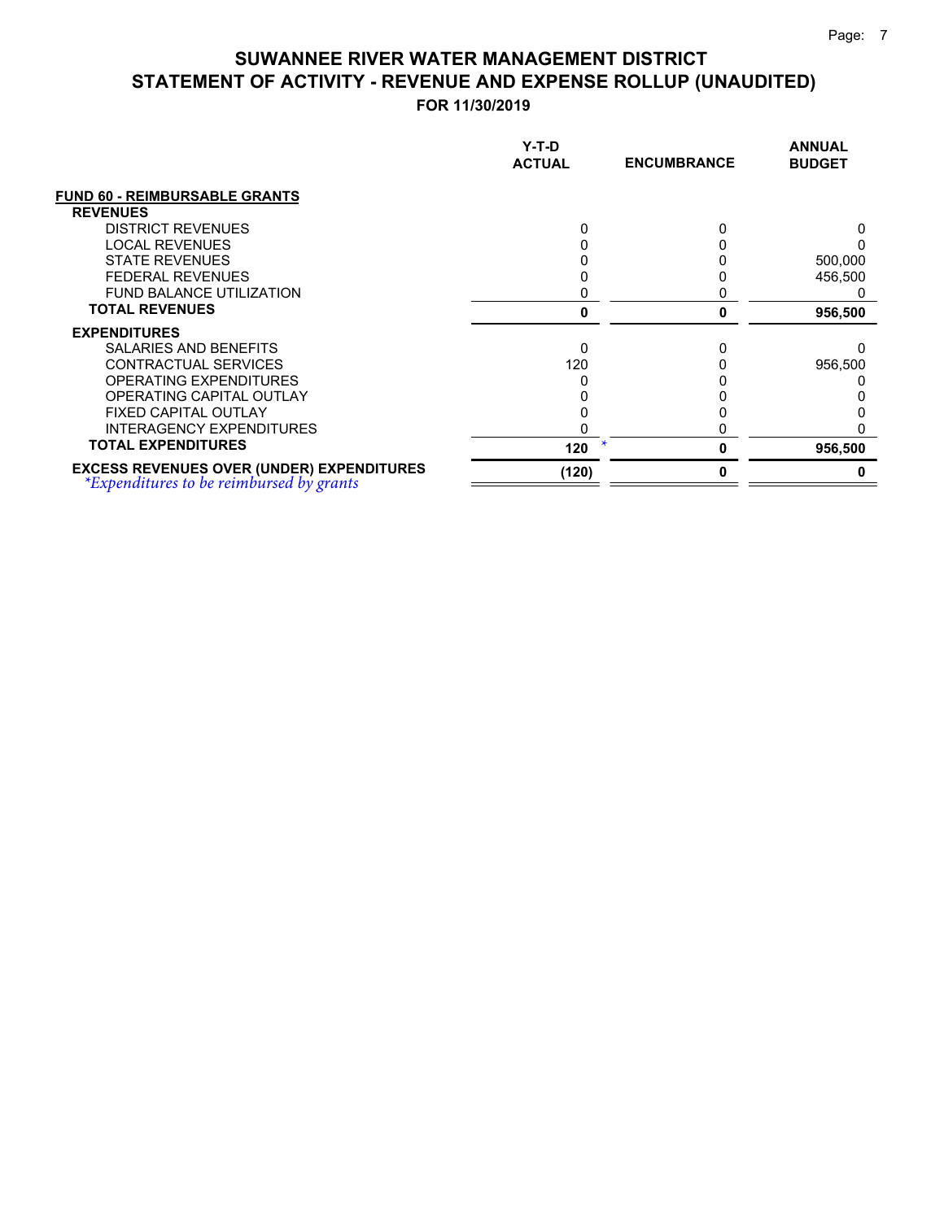# SUWANNEE RIVER WATER MANAGEMENT DISTRICT
## STATEMENT OF ACTIVITY - REVENUE AND EXPENSE ROLLUP (UNAUDITED)
### FOR 11/30/2019

| | Y-T-D ACTUAL | ENCUMBRANCE | ANNUAL BUDGET |
|---|---|---|---|
| **FUND 60 - REIMBURSABLE GRANTS** | | | |
| **REVENUES** | | | |
| DISTRICT REVENUES | 0 | 0 | 0 |
| LOCAL REVENUES | 0 | 0 | 0 |
| STATE REVENUES | 0 | 0 | 500,000 |
| FEDERAL REVENUES | 0 | 0 | 456,500 |
| FUND BALANCE UTILIZATION | 0 | 0 | 0 |
| **TOTAL REVENUES** | **0** | **0** | **956,500** |
| **EXPENDITURES** | | | |
| SALARIES AND BENEFITS | 0 | 0 | 0 |
| CONTRACTUAL SERVICES | 120 | 0 | 956,500 |
| OPERATING EXPENDITURES | 0 | 0 | 0 |
| OPERATING CAPITAL OUTLAY | 0 | 0 | 0 |
| FIXED CAPITAL OUTLAY | 0 | 0 | 0 |
| INTERAGENCY EXPENDITURES | 0 | 0 | 0 |
| **TOTAL EXPENDITURES** | **120** * | **0** | **956,500** |
| **EXCESS REVENUES OVER (UNDER) EXPENDITURES** | **(120)** | **0** | **0** |

*\*Expenditures to be reimbursed by grants*